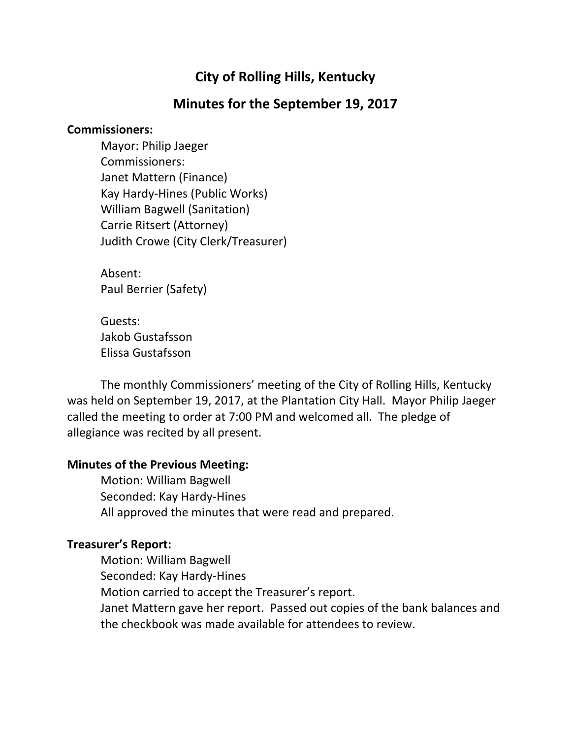# City of Rolling Hills, Kentucky

## Minutes for the September 19, 2017

**Commissioners:**

Mayor: Philip Jaeger
Commissioners:
Janet Mattern (Finance)
Kay Hardy-Hines (Public Works)
William Bagwell (Sanitation)
Carrie Ritsert (Attorney)
Judith Crowe (City Clerk/Treasurer)

Absent:
Paul Berrier (Safety)

Guests:
Jakob Gustafsson
Elissa Gustafsson

The monthly Commissioners' meeting of the City of Rolling Hills, Kentucky was held on September 19, 2017, at the Plantation City Hall. Mayor Philip Jaeger called the meeting to order at 7:00 PM and welcomed all. The pledge of allegiance was recited by all present.

**Minutes of the Previous Meeting:**

Motion: William Bagwell
Seconded: Kay Hardy-Hines
All approved the minutes that were read and prepared.

**Treasurer's Report:**

Motion: William Bagwell
Seconded: Kay Hardy-Hines
Motion carried to accept the Treasurer's report.
Janet Mattern gave her report. Passed out copies of the bank balances and the checkbook was made available for attendees to review.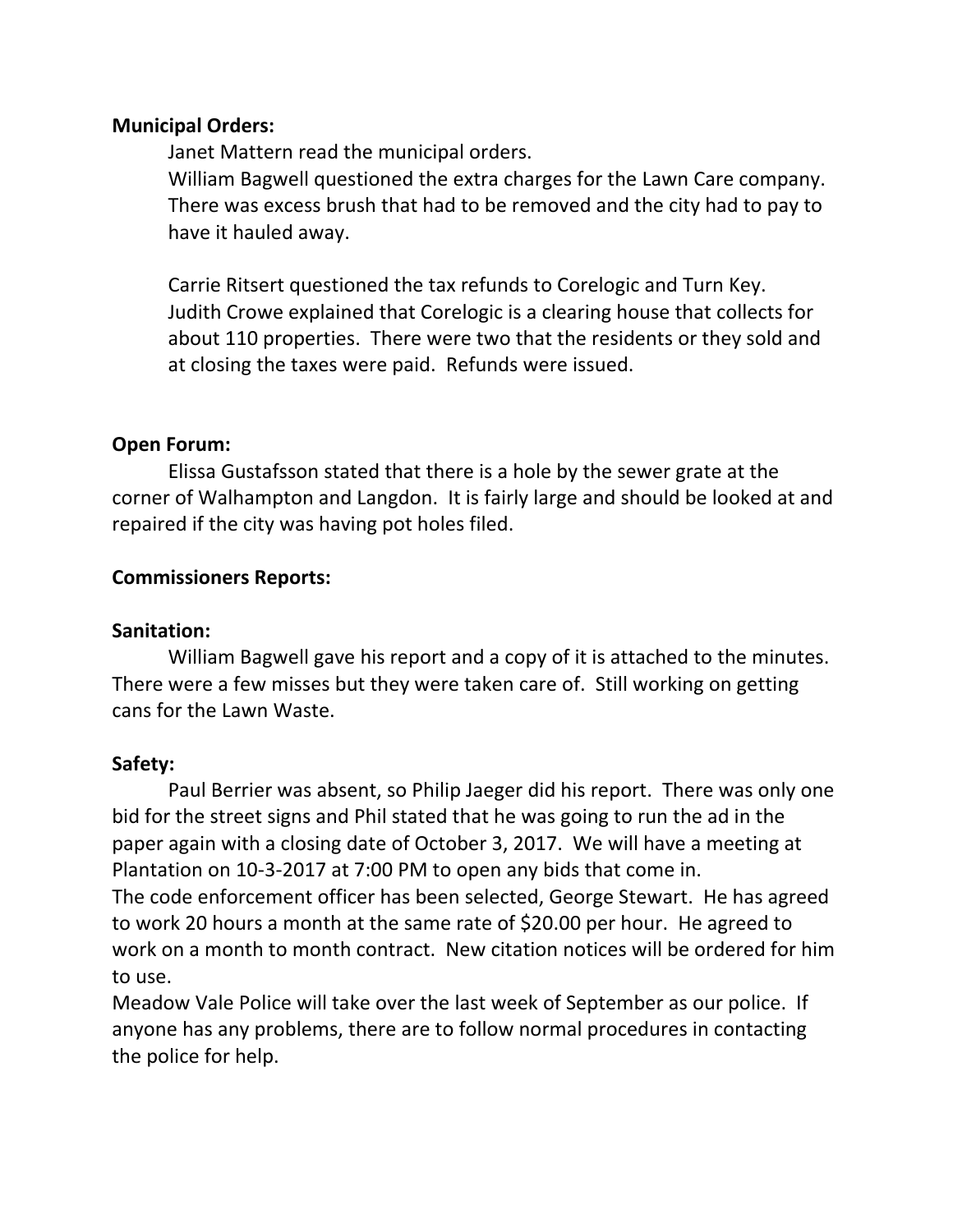**Municipal Orders:**

Janet Mattern read the municipal orders.

William Bagwell questioned the extra charges for the Lawn Care company. There was excess brush that had to be removed and the city had to pay to have it hauled away.

Carrie Ritsert questioned the tax refunds to Corelogic and Turn Key. Judith Crowe explained that Corelogic is a clearing house that collects for about 110 properties. There were two that the residents or they sold and at closing the taxes were paid. Refunds were issued.

**Open Forum:**

Elissa Gustafsson stated that there is a hole by the sewer grate at the corner of Walhampton and Langdon. It is fairly large and should be looked at and repaired if the city was having pot holes filed.

**Commissioners Reports:**

**Sanitation:**

William Bagwell gave his report and a copy of it is attached to the minutes. There were a few misses but they were taken care of. Still working on getting cans for the Lawn Waste.

**Safety:**

Paul Berrier was absent, so Philip Jaeger did his report. There was only one bid for the street signs and Phil stated that he was going to run the ad in the paper again with a closing date of October 3, 2017. We will have a meeting at Plantation on 10-3-2017 at 7:00 PM to open any bids that come in.

The code enforcement officer has been selected, George Stewart. He has agreed to work 20 hours a month at the same rate of $20.00 per hour. He agreed to work on a month to month contract. New citation notices will be ordered for him to use.

Meadow Vale Police will take over the last week of September as our police. If anyone has any problems, there are to follow normal procedures in contacting the police for help.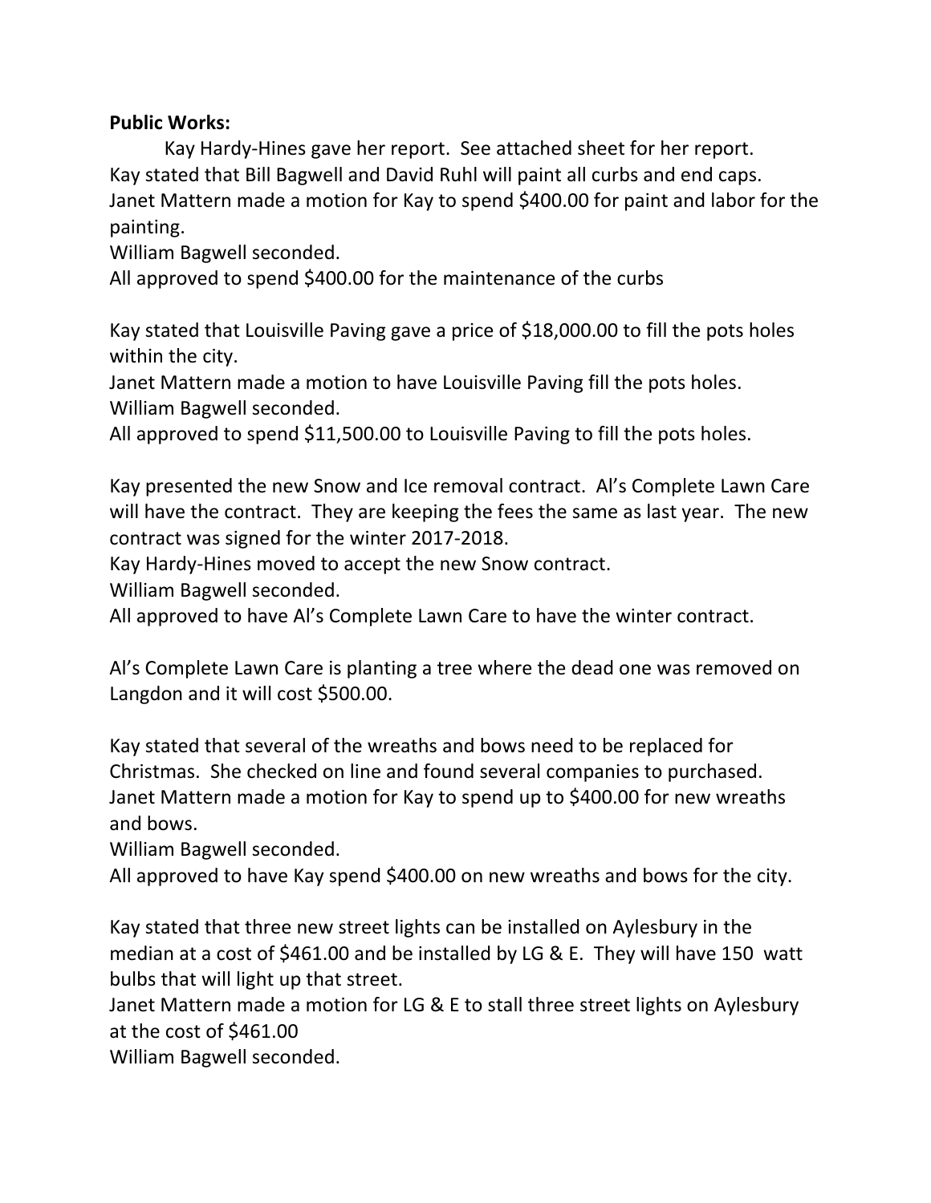**Public Works:**

Kay Hardy-Hines gave her report. See attached sheet for her report.
Kay stated that Bill Bagwell and David Ruhl will paint all curbs and end caps.
Janet Mattern made a motion for Kay to spend $400.00 for paint and labor for the painting.
William Bagwell seconded.
All approved to spend $400.00 for the maintenance of the curbs

Kay stated that Louisville Paving gave a price of $18,000.00 to fill the pots holes within the city.
Janet Mattern made a motion to have Louisville Paving fill the pots holes.
William Bagwell seconded.
All approved to spend $11,500.00 to Louisville Paving to fill the pots holes.

Kay presented the new Snow and Ice removal contract. Al's Complete Lawn Care will have the contract. They are keeping the fees the same as last year. The new contract was signed for the winter 2017-2018.
Kay Hardy-Hines moved to accept the new Snow contract.
William Bagwell seconded.
All approved to have Al's Complete Lawn Care to have the winter contract.

Al's Complete Lawn Care is planting a tree where the dead one was removed on Langdon and it will cost $500.00.

Kay stated that several of the wreaths and bows need to be replaced for Christmas. She checked on line and found several companies to purchased.
Janet Mattern made a motion for Kay to spend up to $400.00 for new wreaths and bows.
William Bagwell seconded.
All approved to have Kay spend $400.00 on new wreaths and bows for the city.

Kay stated that three new street lights can be installed on Aylesbury in the median at a cost of $461.00 and be installed by LG & E. They will have 150 watt bulbs that will light up that street.
Janet Mattern made a motion for LG & E to stall three street lights on Aylesbury at the cost of $461.00
William Bagwell seconded.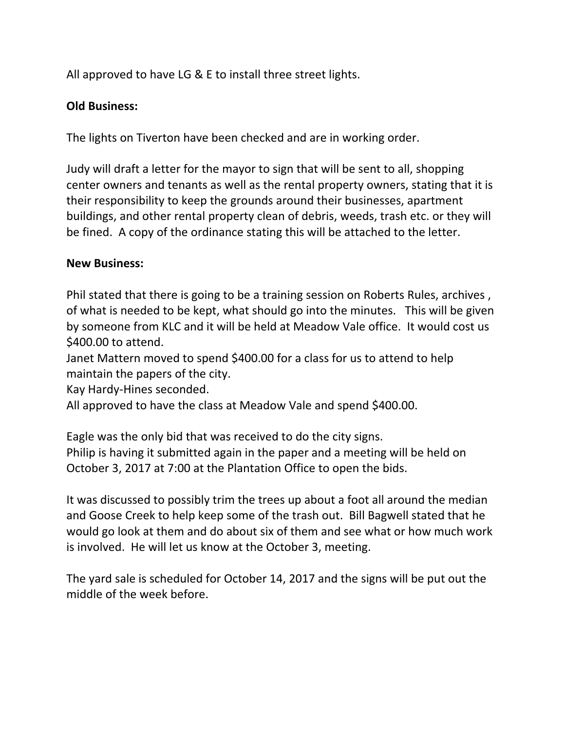All approved to have LG & E to install three street lights.

**Old Business:**

The lights on Tiverton have been checked and are in working order.

Judy will draft a letter for the mayor to sign that will be sent to all, shopping center owners and tenants as well as the rental property owners, stating that it is their responsibility to keep the grounds around their businesses, apartment buildings, and other rental property clean of debris, weeds, trash etc. or they will be fined. A copy of the ordinance stating this will be attached to the letter.

**New Business:**

Phil stated that there is going to be a training session on Roberts Rules, archives , of what is needed to be kept, what should go into the minutes. This will be given by someone from KLC and it will be held at Meadow Vale office. It would cost us $400.00 to attend.
Janet Mattern moved to spend $400.00 for a class for us to attend to help maintain the papers of the city.
Kay Hardy-Hines seconded.
All approved to have the class at Meadow Vale and spend $400.00.

Eagle was the only bid that was received to do the city signs.
Philip is having it submitted again in the paper and a meeting will be held on October 3, 2017 at 7:00 at the Plantation Office to open the bids.

It was discussed to possibly trim the trees up about a foot all around the median and Goose Creek to help keep some of the trash out. Bill Bagwell stated that he would go look at them and do about six of them and see what or how much work is involved. He will let us know at the October 3, meeting.

The yard sale is scheduled for October 14, 2017 and the signs will be put out the middle of the week before.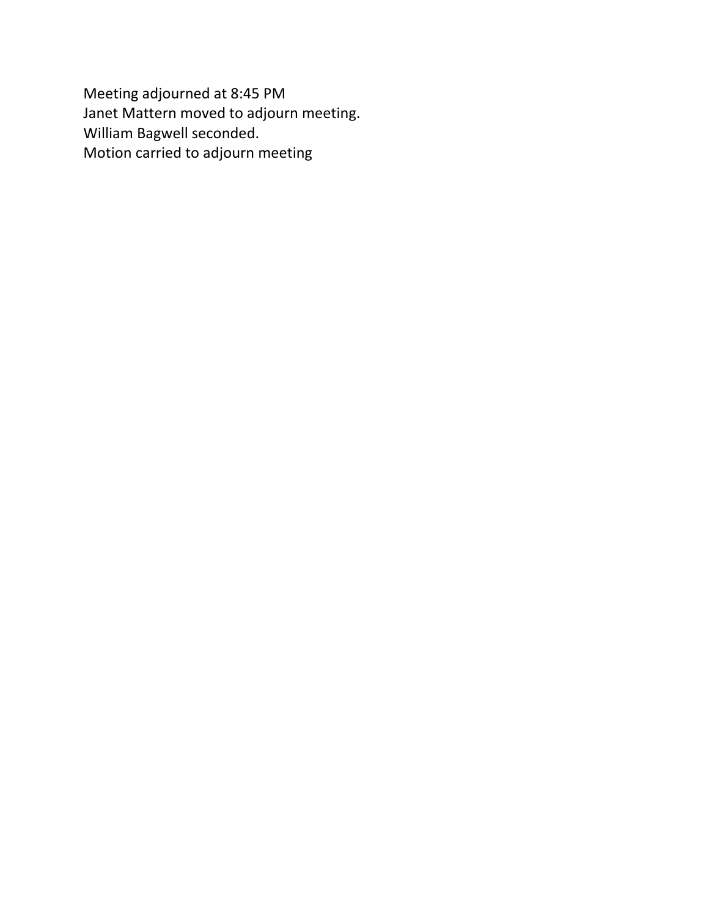Meeting adjourned at 8:45 PM
Janet Mattern moved to adjourn meeting.
William Bagwell seconded.
Motion carried to adjourn meeting